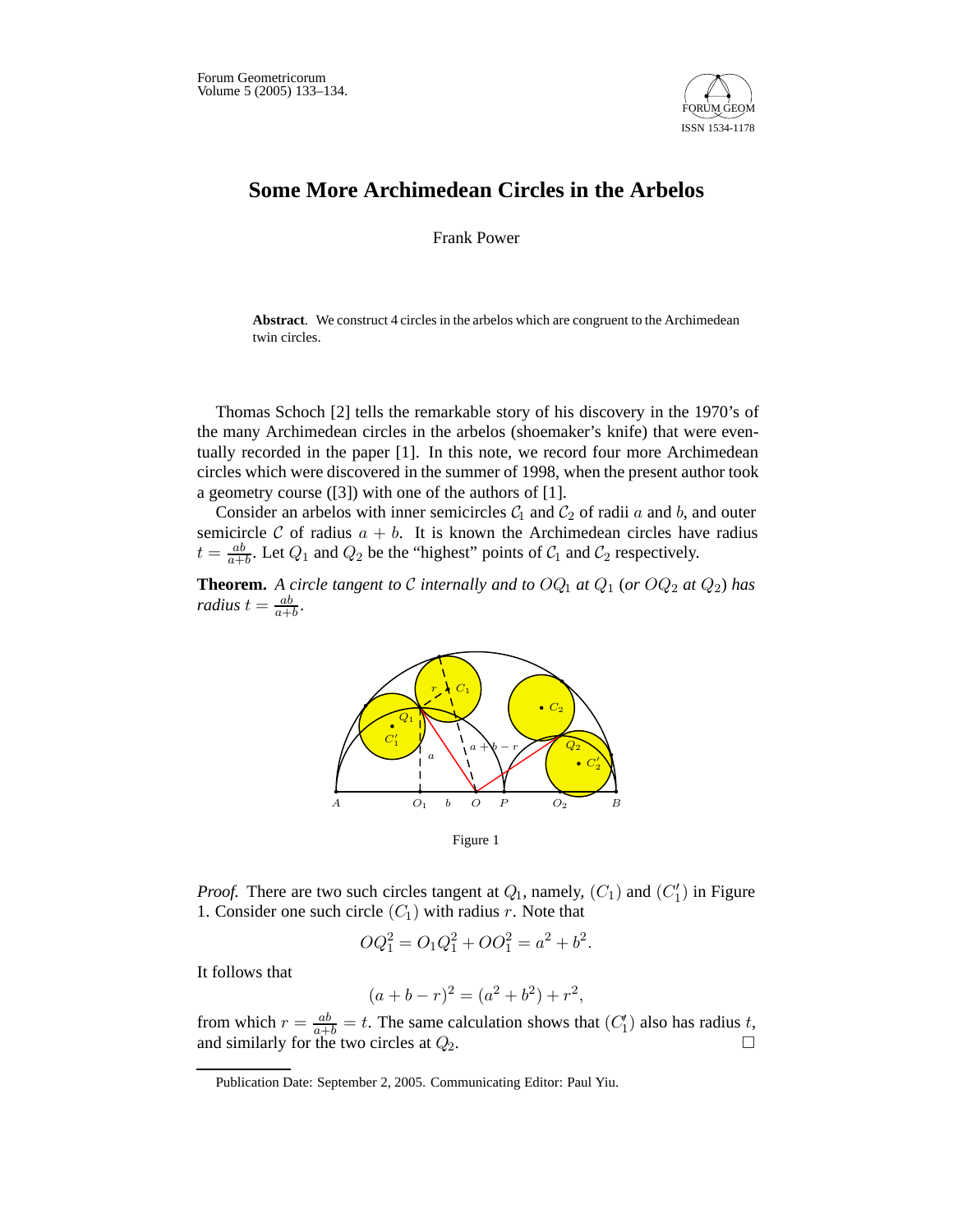# Some More Archimedean Circles in the Arbelos

Frank Power

**Abstract**. We construct 4 circles in the arbelos which are congruent to the Archimedean twin circles.

Thomas Schoch [2] tells the remarkable story of his discovery in the 1970's of the many Archimedean circles in the arbelos (shoemaker's knife) that were eventually recorded in the paper [1]. In this note, we record four more Archimedean circles which were discovered in the summer of 1998, when the present author took a geometry course ([3]) with one of the authors of [1].

Consider an arbelos with inner semicircles $\mathcal{C}_1$ and $\mathcal{C}_2$ of radii $a$ and $b$, and outer semicircle $\mathcal{C}$ of radius $a+b$. It is known the Archimedean circles have radius $t = \frac{ab}{a+b}$. Let $Q_1$ and $Q_2$ be the "highest" points of $\mathcal{C}_1$ and $\mathcal{C}_2$ respectively.

**Theorem.** *A circle tangent to $\mathcal{C}$ internally and to $OQ_1$ at $Q_1$ (or $OQ_2$ at $Q_2$) has radius $t = \frac{ab}{a+b}$.*

Figure 1

*Proof.* There are two such circles tangent at $Q_1$, namely, $(C_1)$ and $(C_1')$ in Figure 1. Consider one such circle $(C_1)$ with radius $r$. Note that

$$OQ_1^2 = O_1Q_1^2 + OO_1^2 = a^2 + b^2.$$

It follows that

$$(a + b - r)^2 = (a^2 + b^2) + r^2,$$

from which $r = \frac{ab}{a+b} = t$. The same calculation shows that $(C_1')$ also has radius $t$, and similarly for the two circles at $Q_2$. $\square$

Publication Date: September 2, 2005. Communicating Editor: Paul Yiu.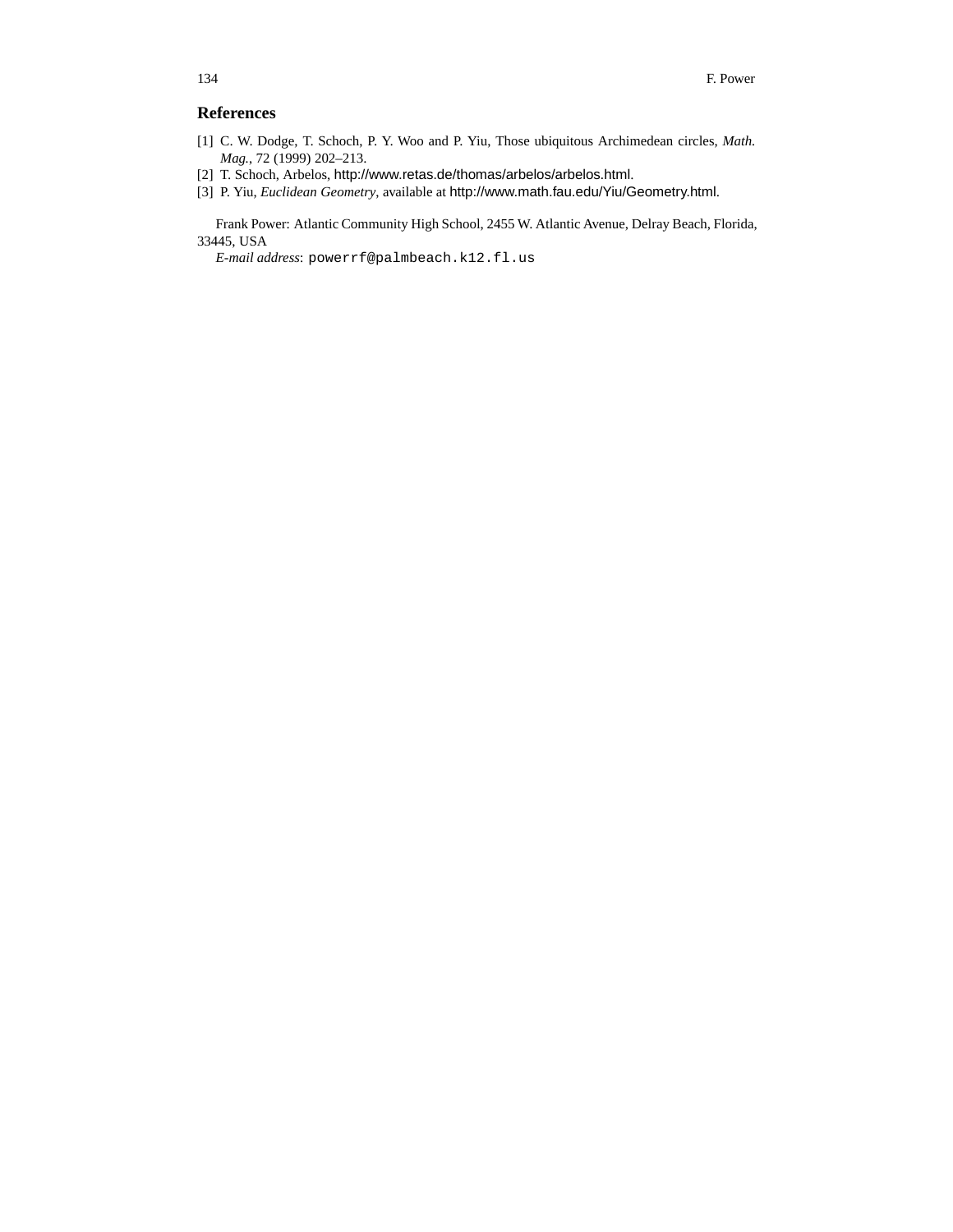## References

[1] C. W. Dodge, T. Schoch, P. Y. Woo and P. Yiu, Those ubiquitous Archimedean circles, *Math. Mag.*, 72 (1999) 202–213.

[2] T. Schoch, Arbelos, http://www.retas.de/thomas/arbelos/arbelos.html.

[3] P. Yiu, *Euclidean Geometry*, available at http://www.math.fau.edu/Yiu/Geometry.html.

Frank Power: Atlantic Community High School, 2455 W. Atlantic Avenue, Delray Beach, Florida, 33445, USA

*E-mail address*: powerrf@palmbeach.k12.fl.us